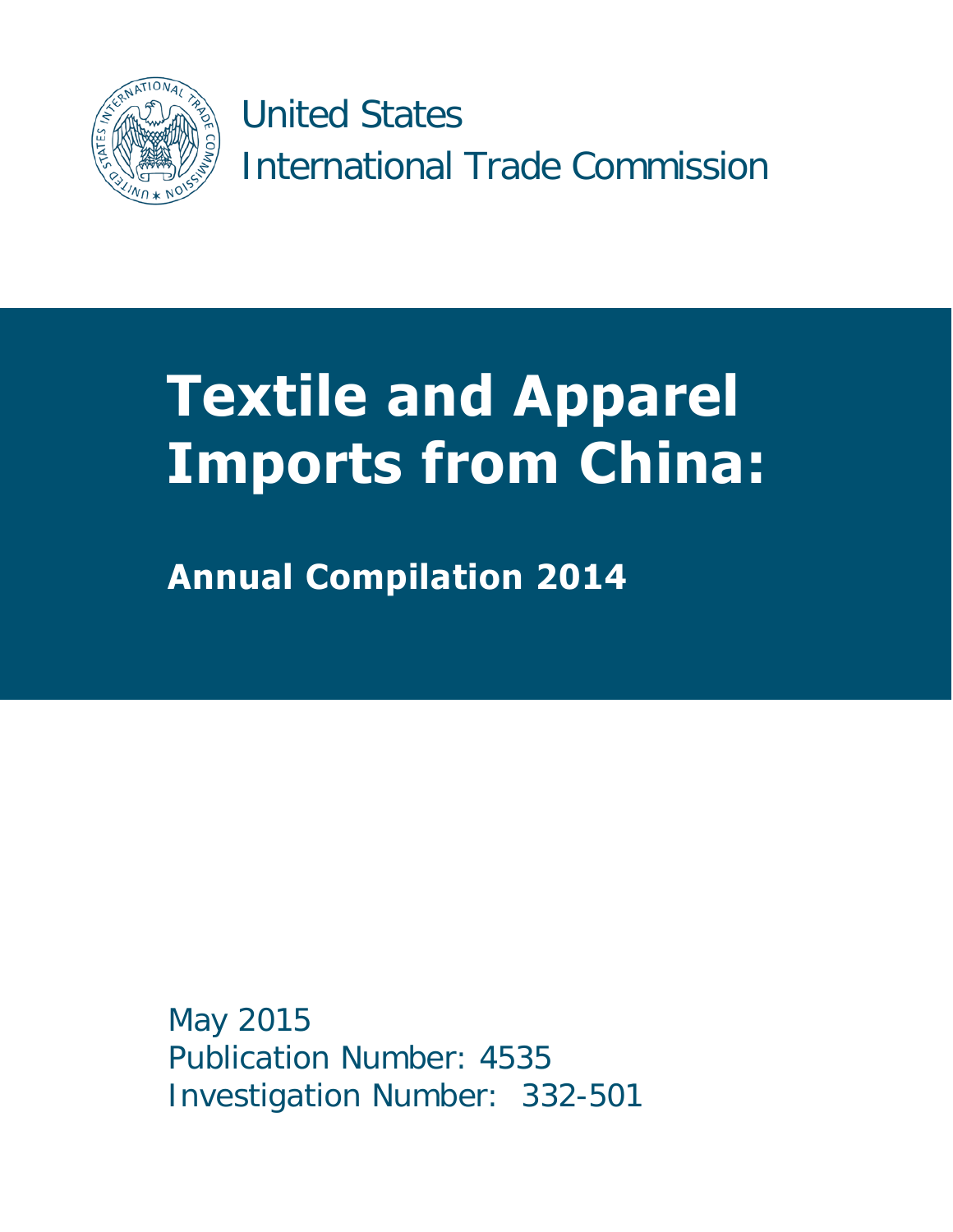United States
International Trade Commission

# Textile and Apparel Imports from China:

## Annual Compilation 2014

May 2015
Publication Number: 4535
Investigation Number: 332-501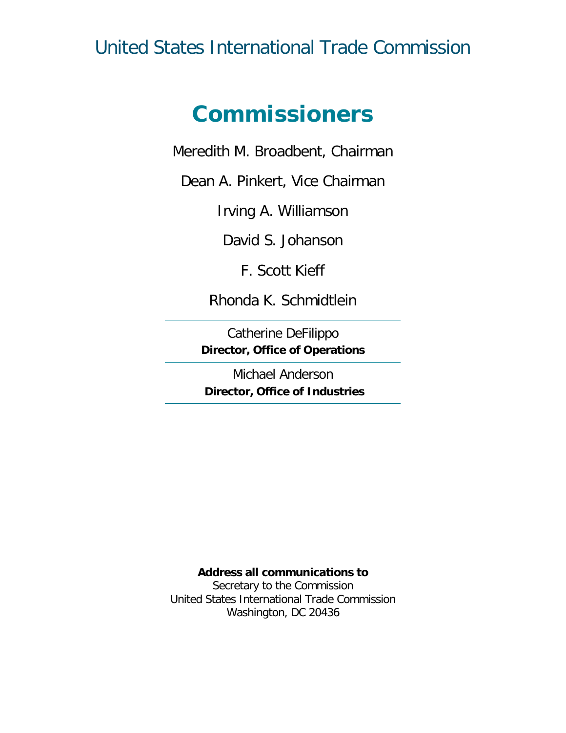United States International Trade Commission

# Commissioners

Meredith M. Broadbent, Chairman

Dean A. Pinkert, Vice Chairman

Irving A. Williamson

David S. Johanson

F. Scott Kieff

Rhonda K. Schmidtlein

---

Catherine DeFilippo
**Director, Office of Operations**

---

Michael Anderson
**Director, Office of Industries**

---

**Address all communications to**
Secretary to the Commission
United States International Trade Commission
Washington, DC 20436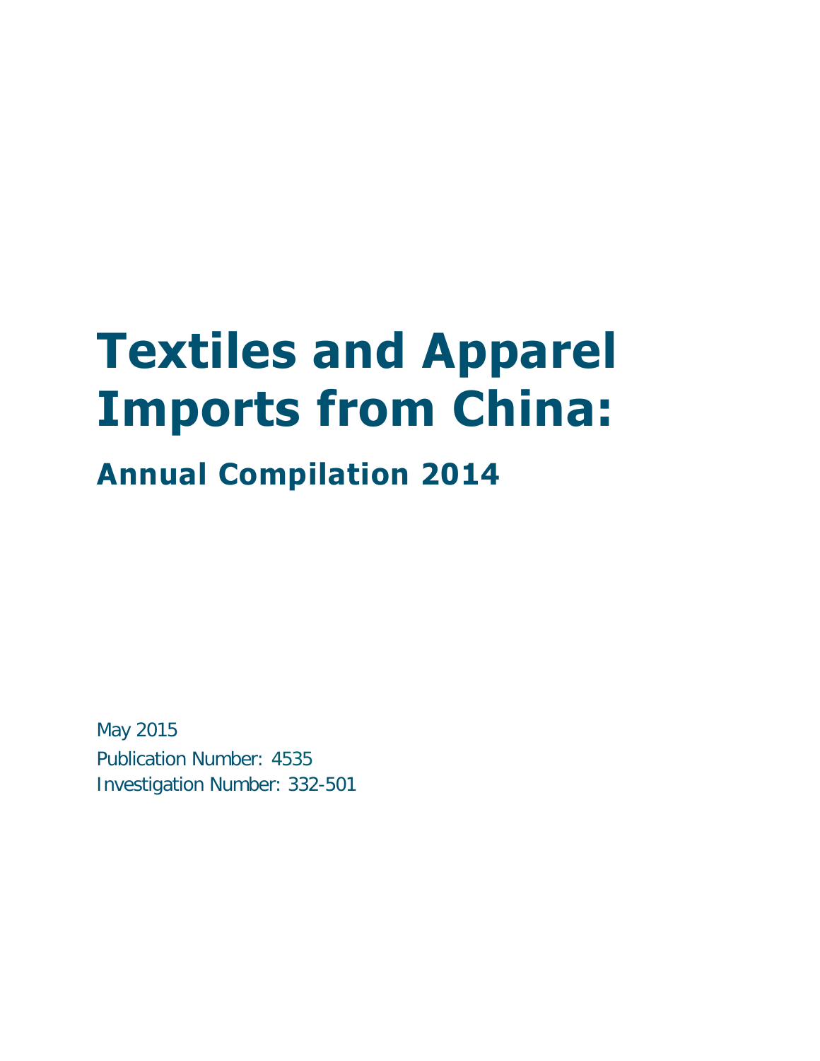# Textiles and Apparel Imports from China:

## Annual Compilation 2014

May 2015

Publication Number: 4535

Investigation Number: 332-501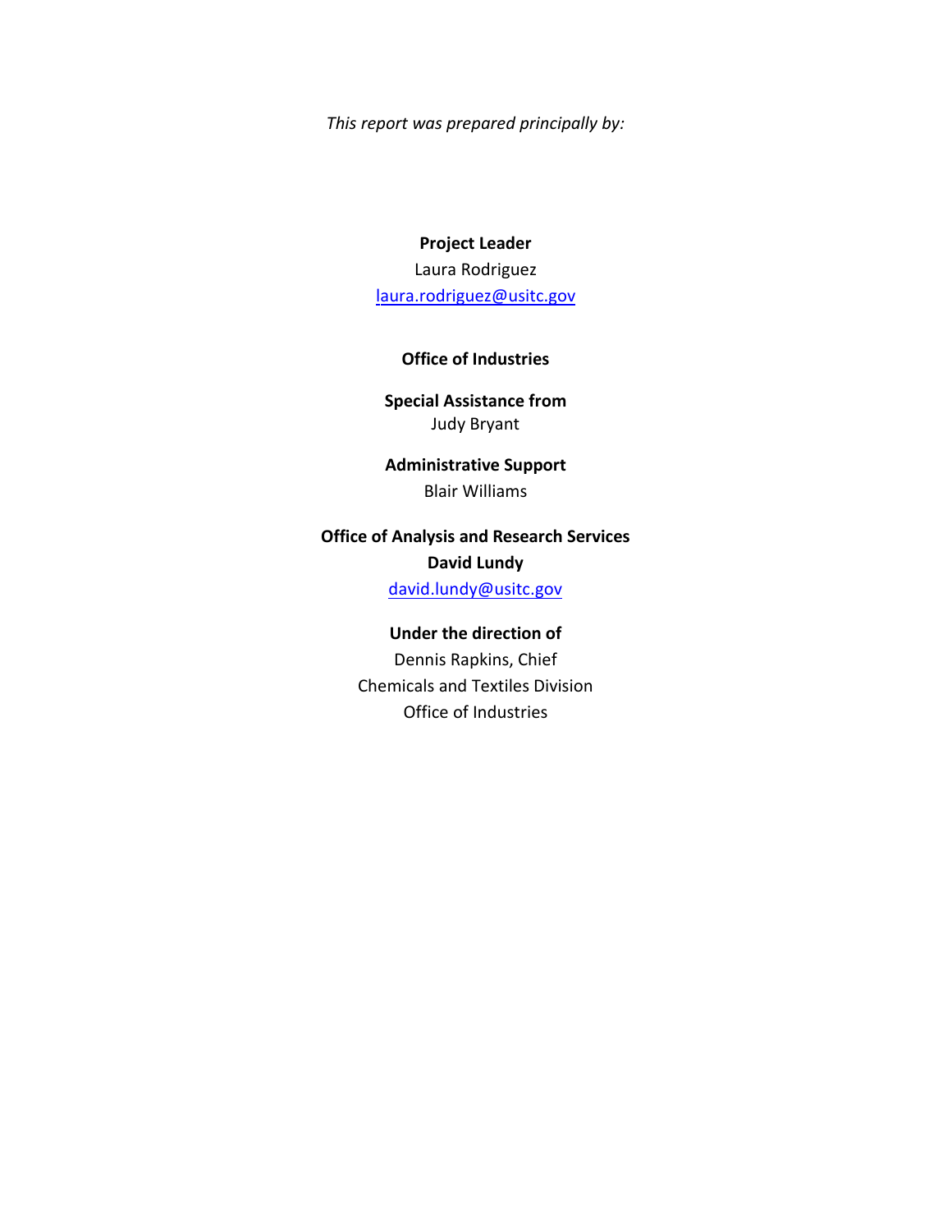*This report was prepared principally by:*

**Project Leader**
Laura Rodriguez
laura.rodriguez@usitc.gov

**Office of Industries**

**Special Assistance from**
Judy Bryant

**Administrative Support**
Blair Williams

**Office of Analysis and Research Services**
**David Lundy**
david.lundy@usitc.gov

**Under the direction of**
Dennis Rapkins, Chief
Chemicals and Textiles Division
Office of Industries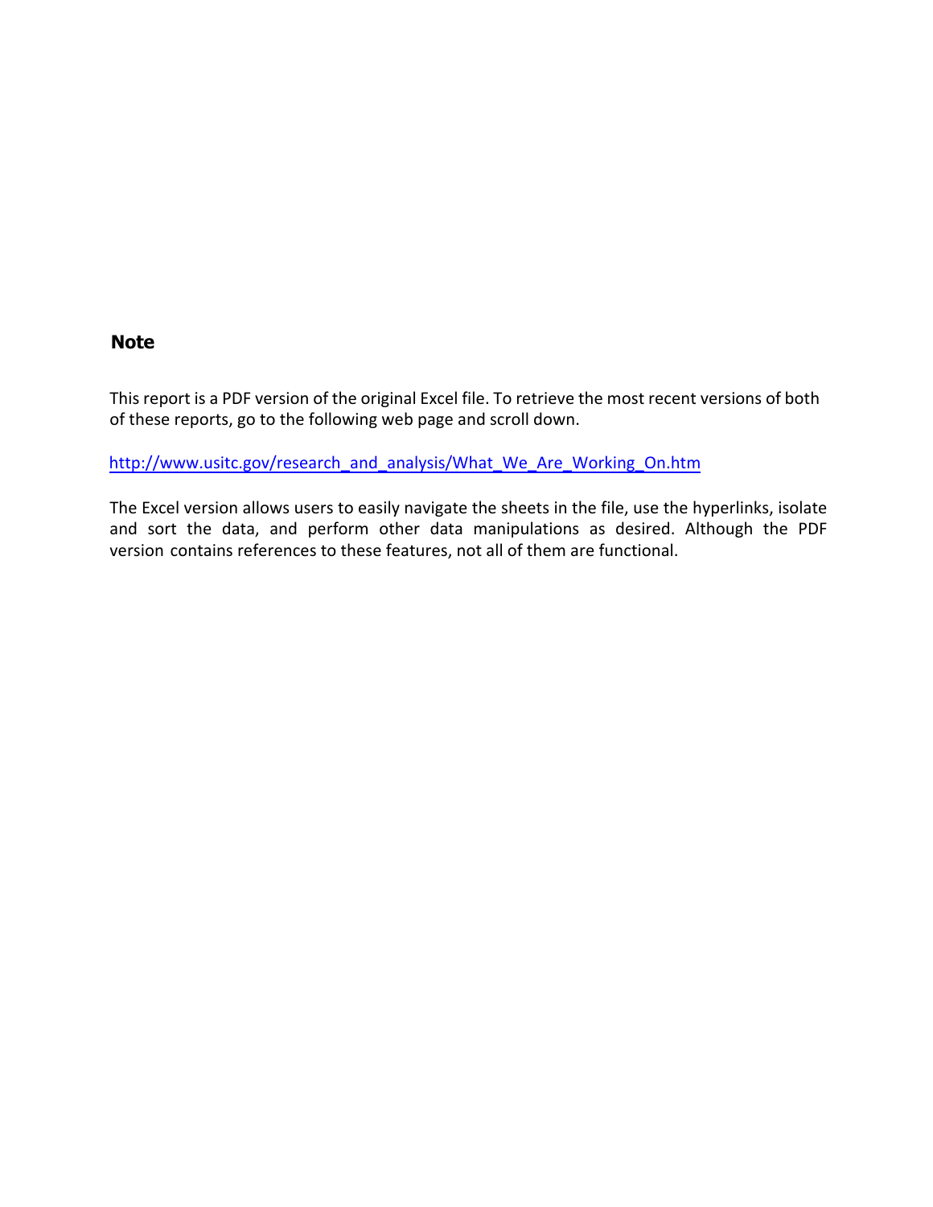## Note

This report is a PDF version of the original Excel file. To retrieve the most recent versions of both of these reports, go to the following web page and scroll down.

http://www.usitc.gov/research_and_analysis/What_We_Are_Working_On.htm

The Excel version allows users to easily navigate the sheets in the file, use the hyperlinks, isolate and sort the data, and perform other data manipulations as desired. Although the PDF version contains references to these features, not all of them are functional.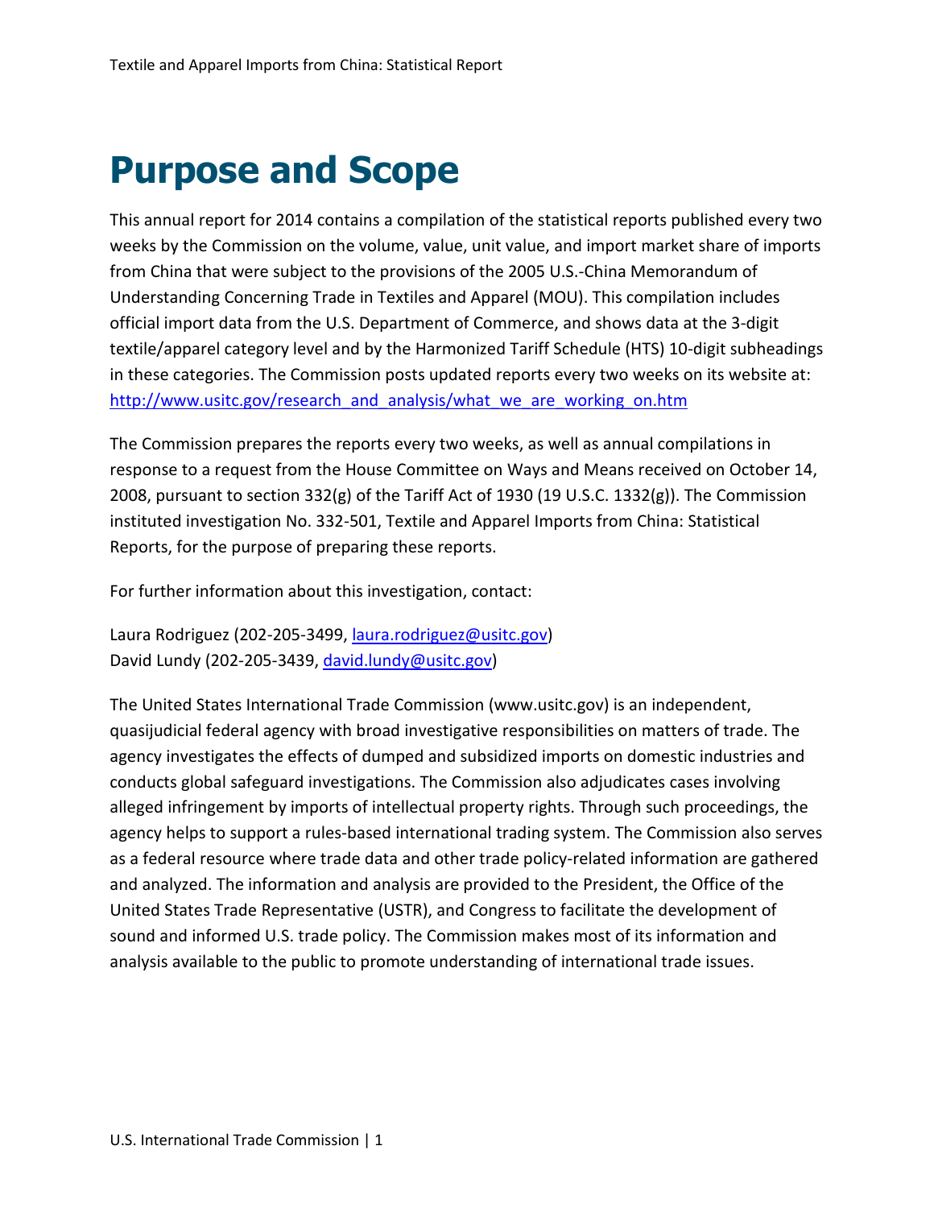# Purpose and Scope

This annual report for 2014 contains a compilation of the statistical reports published every two weeks by the Commission on the volume, value, unit value, and import market share of imports from China that were subject to the provisions of the 2005 U.S.-China Memorandum of Understanding Concerning Trade in Textiles and Apparel (MOU). This compilation includes official import data from the U.S. Department of Commerce, and shows data at the 3-digit textile/apparel category level and by the Harmonized Tariff Schedule (HTS) 10-digit subheadings in these categories. The Commission posts updated reports every two weeks on its website at: [http://www.usitc.gov/research_and_analysis/what_we_are_working_on.htm](http://www.usitc.gov/research_and_analysis/what_we_are_working_on.htm)

The Commission prepares the reports every two weeks, as well as annual compilations in response to a request from the House Committee on Ways and Means received on October 14, 2008, pursuant to section 332(g) of the Tariff Act of 1930 (19 U.S.C. 1332(g)). The Commission instituted investigation No. 332-501, Textile and Apparel Imports from China: Statistical Reports, for the purpose of preparing these reports.

For further information about this investigation, contact:

Laura Rodriguez (202-205-3499, [laura.rodriguez@usitc.gov](mailto:laura.rodriguez@usitc.gov))
David Lundy (202-205-3439, [david.lundy@usitc.gov](mailto:david.lundy@usitc.gov))

The United States International Trade Commission (www.usitc.gov) is an independent, quasijudicial federal agency with broad investigative responsibilities on matters of trade. The agency investigates the effects of dumped and subsidized imports on domestic industries and conducts global safeguard investigations. The Commission also adjudicates cases involving alleged infringement by imports of intellectual property rights. Through such proceedings, the agency helps to support a rules-based international trading system. The Commission also serves as a federal resource where trade data and other trade policy-related information are gathered and analyzed. The information and analysis are provided to the President, the Office of the United States Trade Representative (USTR), and Congress to facilitate the development of sound and informed U.S. trade policy. The Commission makes most of its information and analysis available to the public to promote understanding of international trade issues.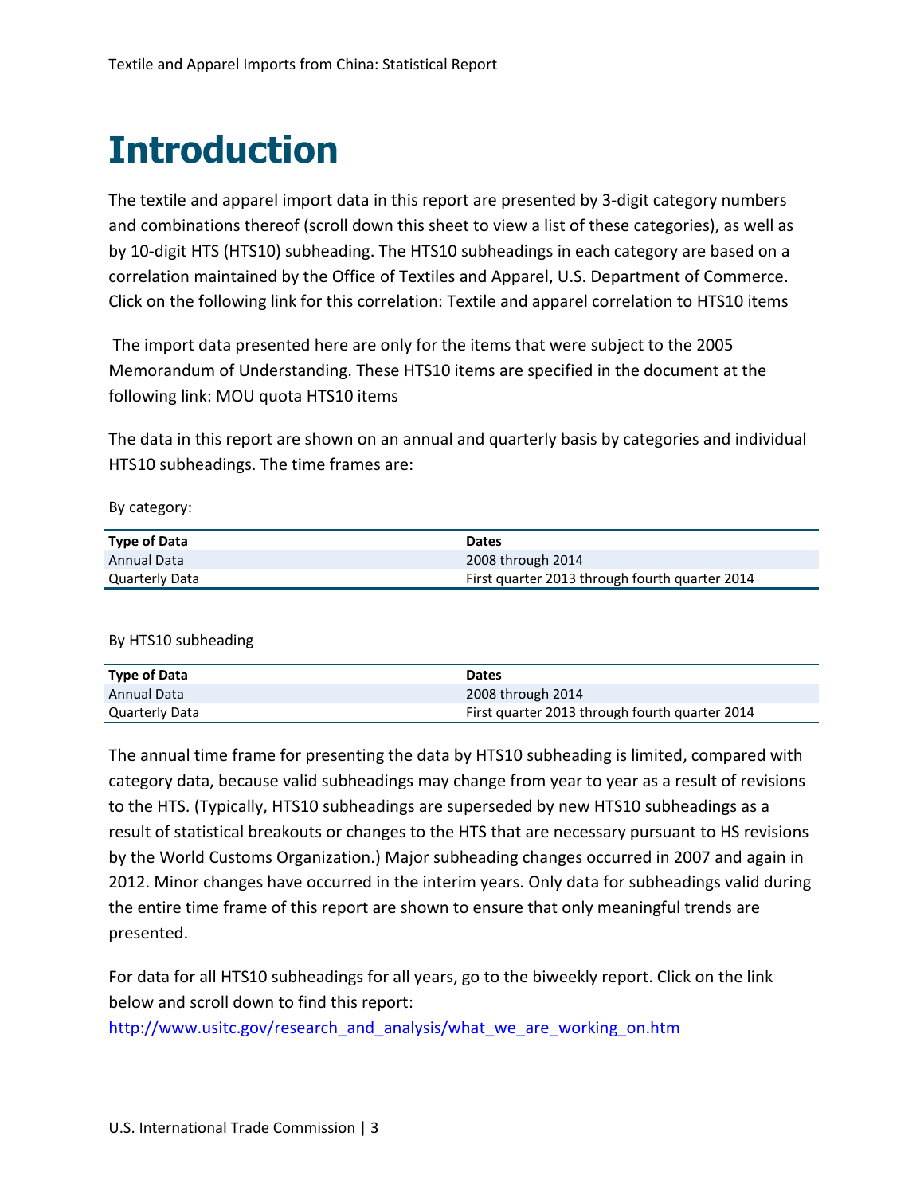# Introduction

The textile and apparel import data in this report are presented by 3-digit category numbers and combinations thereof (scroll down this sheet to view a list of these categories), as well as by 10-digit HTS (HTS10) subheading. The HTS10 subheadings in each category are based on a correlation maintained by the Office of Textiles and Apparel, U.S. Department of Commerce. Click on the following link for this correlation: Textile and apparel correlation to HTS10 items

The import data presented here are only for the items that were subject to the 2005 Memorandum of Understanding. These HTS10 items are specified in the document at the following link: MOU quota HTS10 items

The data in this report are shown on an annual and quarterly basis by categories and individual HTS10 subheadings. The time frames are:

By category:

| Type of Data | Dates |
|---|---|
| Annual Data | 2008 through 2014 |
| Quarterly Data | First quarter 2013 through fourth quarter 2014 |

By HTS10 subheading

| Type of Data | Dates |
|---|---|
| Annual Data | 2008 through 2014 |
| Quarterly Data | First quarter 2013 through fourth quarter 2014 |

The annual time frame for presenting the data by HTS10 subheading is limited, compared with category data, because valid subheadings may change from year to year as a result of revisions to the HTS. (Typically, HTS10 subheadings are superseded by new HTS10 subheadings as a result of statistical breakouts or changes to the HTS that are necessary pursuant to HS revisions by the World Customs Organization.) Major subheading changes occurred in 2007 and again in 2012. Minor changes have occurred in the interim years. Only data for subheadings valid during the entire time frame of this report are shown to ensure that only meaningful trends are presented.

For data for all HTS10 subheadings for all years, go to the biweekly report. Click on the link below and scroll down to find this report:
[http://www.usitc.gov/research_and_analysis/what_we_are_working_on.htm](http://www.usitc.gov/research_and_analysis/what_we_are_working_on.htm)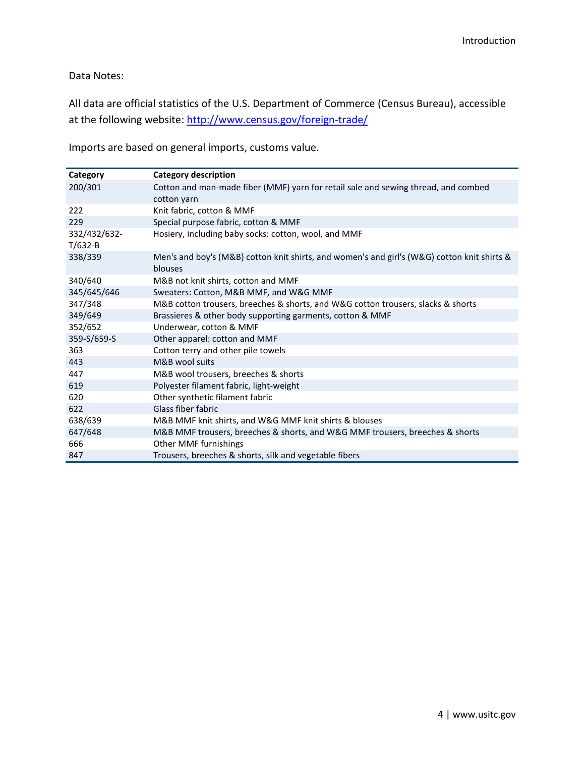Data Notes:

All data are official statistics of the U.S. Department of Commerce (Census Bureau), accessible at the following website: [http://www.census.gov/foreign-trade/](http://www.census.gov/foreign-trade/)

Imports are based on general imports, customs value.

| Category | Category description |
|---|---|
| 200/301 | Cotton and man-made fiber (MMF) yarn for retail sale and sewing thread, and combed cotton yarn |
| 222 | Knit fabric, cotton & MMF |
| 229 | Special purpose fabric, cotton & MMF |
| 332/432/632-T/632-B | Hosiery, including baby socks: cotton, wool, and MMF |
| 338/339 | Men's and boy's (M&B) cotton knit shirts, and women's and girl's (W&G) cotton knit shirts & blouses |
| 340/640 | M&B not knit shirts, cotton and MMF |
| 345/645/646 | Sweaters: Cotton, M&B MMF, and W&G MMF |
| 347/348 | M&B cotton trousers, breeches & shorts, and W&G cotton trousers, slacks & shorts |
| 349/649 | Brassieres & other body supporting garments, cotton & MMF |
| 352/652 | Underwear, cotton & MMF |
| 359-S/659-S | Other apparel: cotton and MMF |
| 363 | Cotton terry and other pile towels |
| 443 | M&B wool suits |
| 447 | M&B wool trousers, breeches & shorts |
| 619 | Polyester filament fabric, light-weight |
| 620 | Other synthetic filament fabric |
| 622 | Glass fiber fabric |
| 638/639 | M&B MMF knit shirts, and W&G MMF knit shirts & blouses |
| 647/648 | M&B MMF trousers, breeches & shorts, and W&G MMF trousers, breeches & shorts |
| 666 | Other MMF furnishings |
| 847 | Trousers, breeches & shorts, silk and vegetable fibers |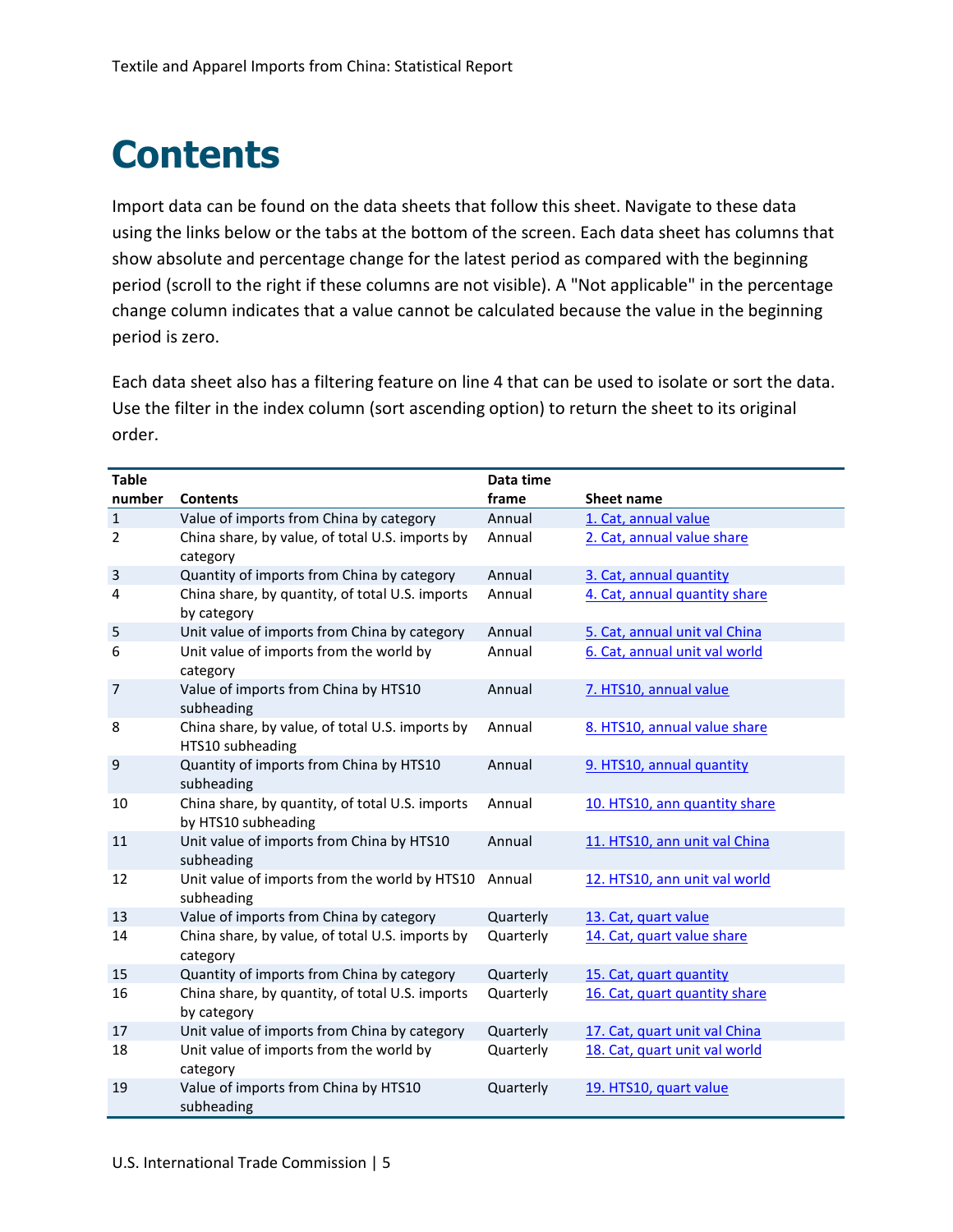# Contents

Import data can be found on the data sheets that follow this sheet. Navigate to these data using the links below or the tabs at the bottom of the screen. Each data sheet has columns that show absolute and percentage change for the latest period as compared with the beginning period (scroll to the right if these columns are not visible). A "Not applicable" in the percentage change column indicates that a value cannot be calculated because the value in the beginning period is zero.

Each data sheet also has a filtering feature on line 4 that can be used to isolate or sort the data. Use the filter in the index column (sort ascending option) to return the sheet to its original order.

| Table number | Contents | Data time frame | Sheet name |
|---|---|---|---|
| 1 | Value of imports from China by category | Annual | 1. Cat, annual value |
| 2 | China share, by value, of total U.S. imports by category | Annual | 2. Cat, annual value share |
| 3 | Quantity of imports from China by category | Annual | 3. Cat, annual quantity |
| 4 | China share, by quantity, of total U.S. imports by category | Annual | 4. Cat, annual quantity share |
| 5 | Unit value of imports from China by category | Annual | 5. Cat, annual unit val China |
| 6 | Unit value of imports from the world by category | Annual | 6. Cat, annual unit val world |
| 7 | Value of imports from China by HTS10 subheading | Annual | 7. HTS10, annual value |
| 8 | China share, by value, of total U.S. imports by HTS10 subheading | Annual | 8. HTS10, annual value share |
| 9 | Quantity of imports from China by HTS10 subheading | Annual | 9. HTS10, annual quantity |
| 10 | China share, by quantity, of total U.S. imports by HTS10 subheading | Annual | 10. HTS10, ann quantity share |
| 11 | Unit value of imports from China by HTS10 subheading | Annual | 11. HTS10, ann unit val China |
| 12 | Unit value of imports from the world by HTS10 subheading | Annual | 12. HTS10, ann unit val world |
| 13 | Value of imports from China by category | Quarterly | 13. Cat, quart value |
| 14 | China share, by value, of total U.S. imports by category | Quarterly | 14. Cat, quart value share |
| 15 | Quantity of imports from China by category | Quarterly | 15. Cat, quart quantity |
| 16 | China share, by quantity, of total U.S. imports by category | Quarterly | 16. Cat, quart quantity share |
| 17 | Unit value of imports from China by category | Quarterly | 17. Cat, quart unit val China |
| 18 | Unit value of imports from the world by category | Quarterly | 18. Cat, quart unit val world |
| 19 | Value of imports from China by HTS10 subheading | Quarterly | 19. HTS10, quart value |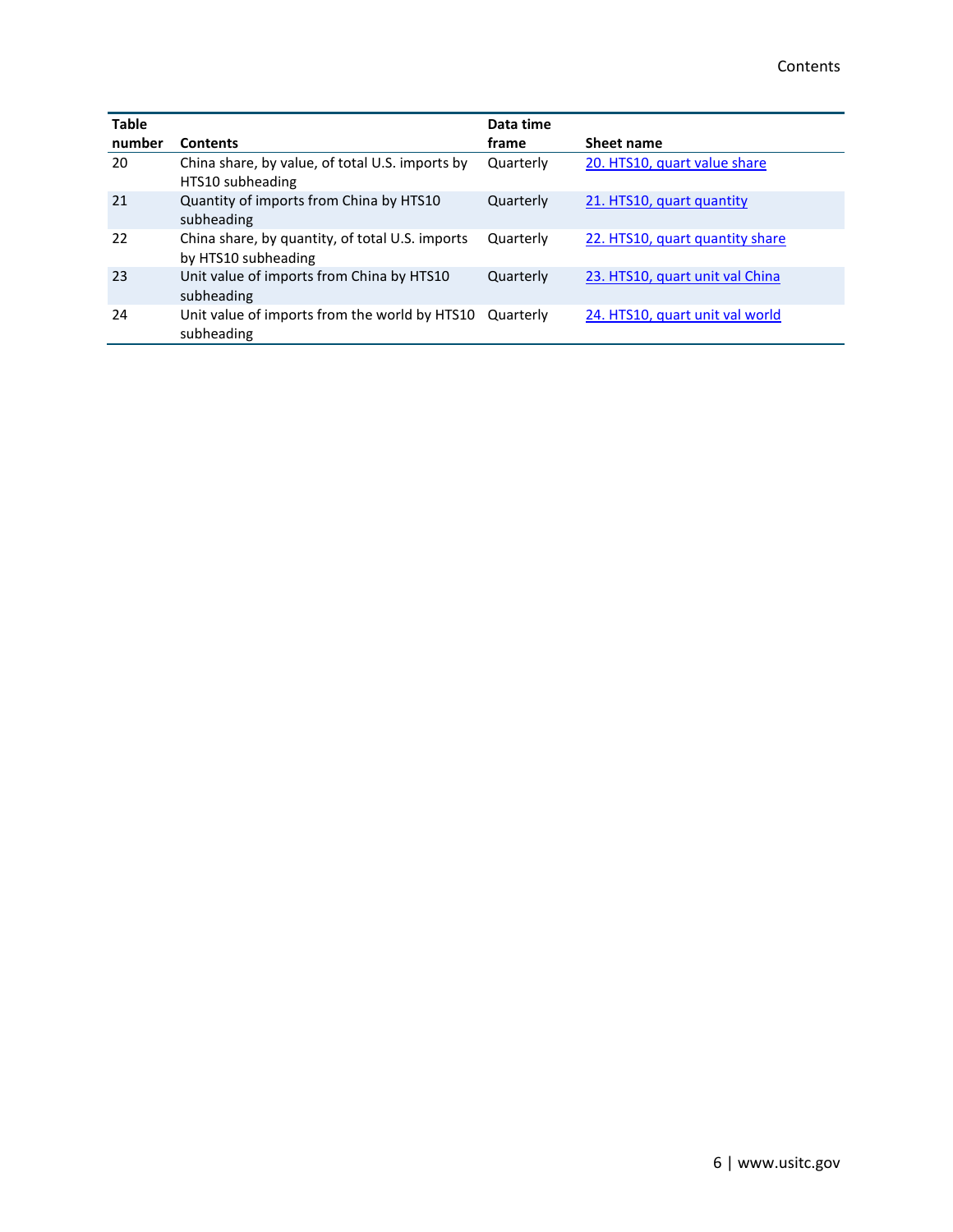| Table number | Contents | Data time frame | Sheet name |
|---|---|---|---|
| 20 | China share, by value, of total U.S. imports by HTS10 subheading | Quarterly | 20. HTS10, quart value share |
| 21 | Quantity of imports from China by HTS10 subheading | Quarterly | 21. HTS10, quart quantity |
| 22 | China share, by quantity, of total U.S. imports by HTS10 subheading | Quarterly | 22. HTS10, quart quantity share |
| 23 | Unit value of imports from China by HTS10 subheading | Quarterly | 23. HTS10, quart unit val China |
| 24 | Unit value of imports from the world by HTS10 subheading | Quarterly | 24. HTS10, quart unit val world |